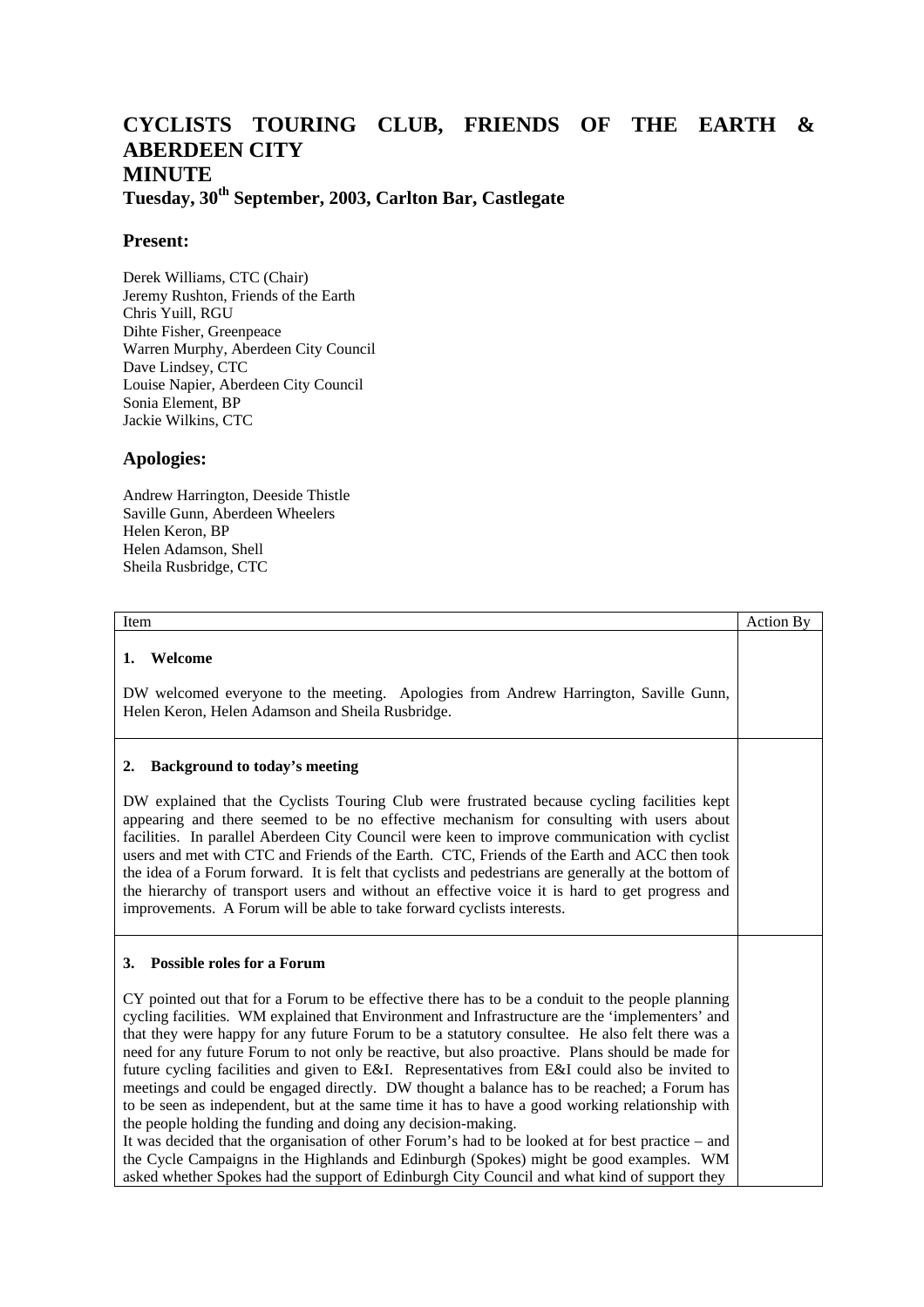# CYCLISTS TOURING CLUB, FRIENDS OF THE EARTH & ABERDEEN CITY

## MINUTE

### Tuesday, 30th September, 2003, Carlton Bar, Castlegate

## Present:

Derek Williams, CTC (Chair)
Jeremy Rushton, Friends of the Earth
Chris Yuill, RGU
Dihte Fisher, Greenpeace
Warren Murphy, Aberdeen City Council
Dave Lindsey, CTC
Louise Napier, Aberdeen City Council
Sonia Element, BP
Jackie Wilkins, CTC

## Apologies:

Andrew Harrington, Deeside Thistle
Saville Gunn, Aberdeen Wheelers
Helen Keron, BP
Helen Adamson, Shell
Sheila Rusbridge, CTC

| Item | Action By |
|---|---|
| **1. Welcome**<br><br>DW welcomed everyone to the meeting. Apologies from Andrew Harrington, Saville Gunn, Helen Keron, Helen Adamson and Sheila Rusbridge. | |
| **2. Background to today's meeting**<br><br>DW explained that the Cyclists Touring Club were frustrated because cycling facilities kept appearing and there seemed to be no effective mechanism for consulting with users about facilities. In parallel Aberdeen City Council were keen to improve communication with cyclist users and met with CTC and Friends of the Earth. CTC, Friends of the Earth and ACC then took the idea of a Forum forward. It is felt that cyclists and pedestrians are generally at the bottom of the hierarchy of transport users and without an effective voice it is hard to get progress and improvements. A Forum will be able to take forward cyclists interests. | |
| **3. Possible roles for a Forum**<br><br>CY pointed out that for a Forum to be effective there has to be a conduit to the people planning cycling facilities. WM explained that Environment and Infrastructure are the 'implementers' and that they were happy for any future Forum to be a statutory consultee. He also felt there was a need for any future Forum to not only be reactive, but also proactive. Plans should be made for future cycling facilities and given to E&I. Representatives from E&I could also be invited to meetings and could be engaged directly. DW thought a balance has to be reached; a Forum has to be seen as independent, but at the same time it has to have a good working relationship with the people holding the funding and doing any decision-making.<br>It was decided that the organisation of other Forum's had to be looked at for best practice – and the Cycle Campaigns in the Highlands and Edinburgh (Spokes) might be good examples. WM asked whether Spokes had the support of Edinburgh City Council and what kind of support they | |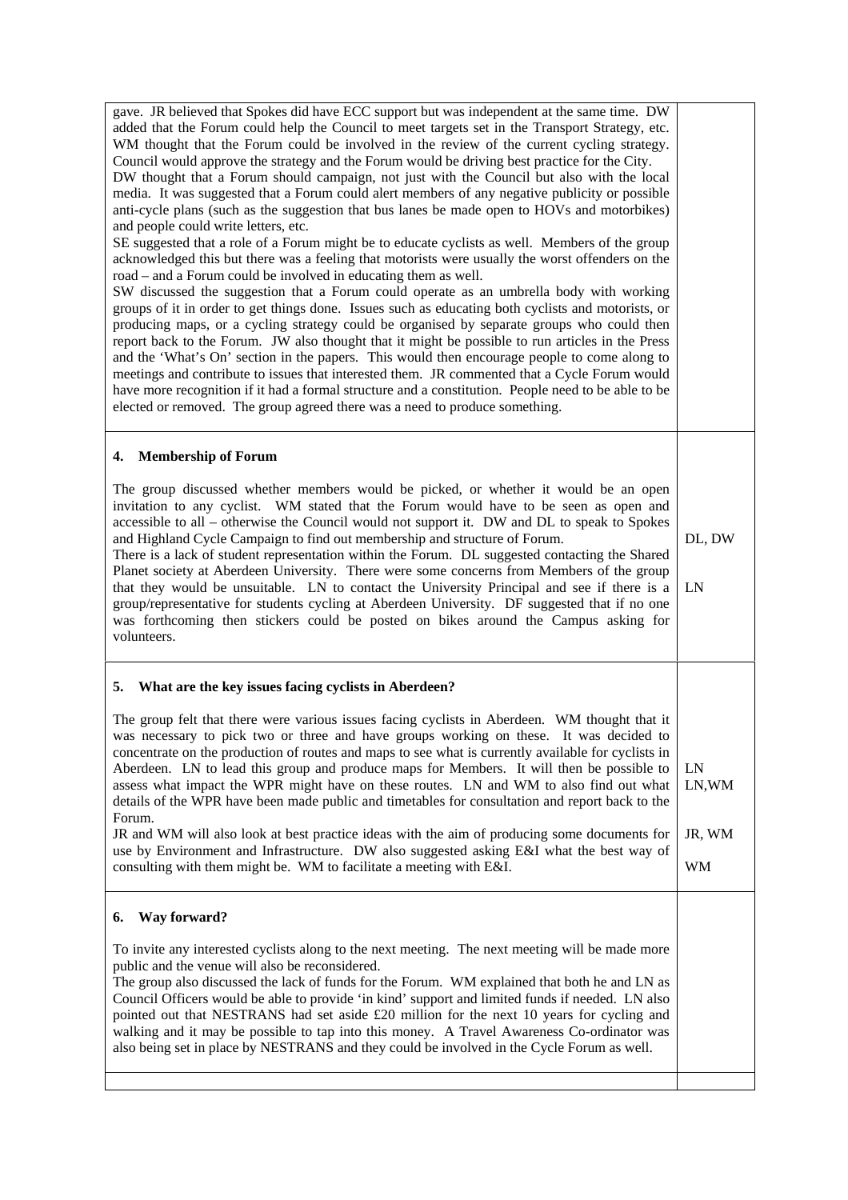| | |
|---|---|
| gave. JR believed that Spokes did have ECC support but was independent at the same time. DW added that the Forum could help the Council to meet targets set in the Transport Strategy, etc. WM thought that the Forum could be involved in the review of the current cycling strategy. Council would approve the strategy and the Forum would be driving best practice for the City.<br>DW thought that a Forum should campaign, not just with the Council but also with the local media. It was suggested that a Forum could alert members of any negative publicity or possible anti-cycle plans (such as the suggestion that bus lanes be made open to HOVs and motorbikes) and people could write letters, etc.<br>SE suggested that a role of a Forum might be to educate cyclists as well. Members of the group acknowledged this but there was a feeling that motorists were usually the worst offenders on the road – and a Forum could be involved in educating them as well.<br>SW discussed the suggestion that a Forum could operate as an umbrella body with working groups of it in order to get things done. Issues such as educating both cyclists and motorists, or producing maps, or a cycling strategy could be organised by separate groups who could then report back to the Forum. JW also thought that it might be possible to run articles in the Press and the 'What's On' section in the papers. This would then encourage people to come along to meetings and contribute to issues that interested them. JR commented that a Cycle Forum would have more recognition if it had a formal structure and a constitution. People need to be able to be elected or removed. The group agreed there was a need to produce something. | |
| **4. Membership of Forum**<br><br>The group discussed whether members would be picked, or whether it would be an open invitation to any cyclist. WM stated that the Forum would have to be seen as open and accessible to all – otherwise the Council would not support it. DW and DL to speak to Spokes and Highland Cycle Campaign to find out membership and structure of Forum.<br>There is a lack of student representation within the Forum. DL suggested contacting the Shared Planet society at Aberdeen University. There were some concerns from Members of the group that they would be unsuitable. LN to contact the University Principal and see if there is a group/representative for students cycling at Aberdeen University. DF suggested that if no one was forthcoming then stickers could be posted on bikes around the Campus asking for volunteers. | DL, DW<br><br>LN |
| **5. What are the key issues facing cyclists in Aberdeen?**<br><br>The group felt that there were various issues facing cyclists in Aberdeen. WM thought that it was necessary to pick two or three and have groups working on these. It was decided to concentrate on the production of routes and maps to see what is currently available for cyclists in Aberdeen. LN to lead this group and produce maps for Members. It will then be possible to assess what impact the WPR might have on these routes. LN and WM to also find out what details of the WPR have been made public and timetables for consultation and report back to the Forum.<br>JR and WM will also look at best practice ideas with the aim of producing some documents for use by Environment and Infrastructure. DW also suggested asking E&I what the best way of consulting with them might be. WM to facilitate a meeting with E&I. | LN<br>LN,WM<br><br>JR, WM<br><br>WM |
| **6. Way forward?**<br><br>To invite any interested cyclists along to the next meeting. The next meeting will be made more public and the venue will also be reconsidered.<br>The group also discussed the lack of funds for the Forum. WM explained that both he and LN as Council Officers would be able to provide 'in kind' support and limited funds if needed. LN also pointed out that NESTRANS had set aside £20 million for the next 10 years for cycling and walking and it may be possible to tap into this money. A Travel Awareness Co-ordinator was also being set in place by NESTRANS and they could be involved in the Cycle Forum as well. | |
| | |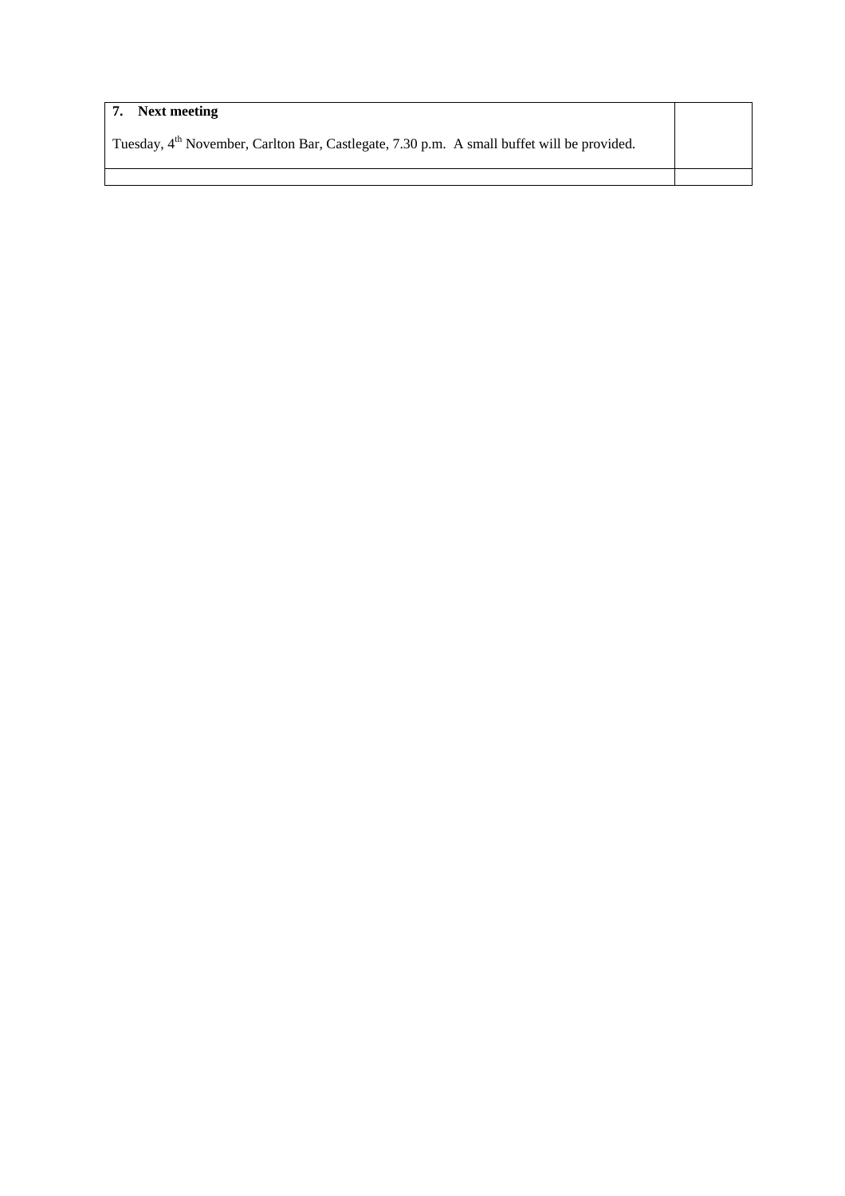| | |
|---|---|
| **7. Next meeting**<br><br>Tuesday, 4th November, Carlton Bar, Castlegate, 7.30 p.m. A small buffet will be provided. | |
| | |